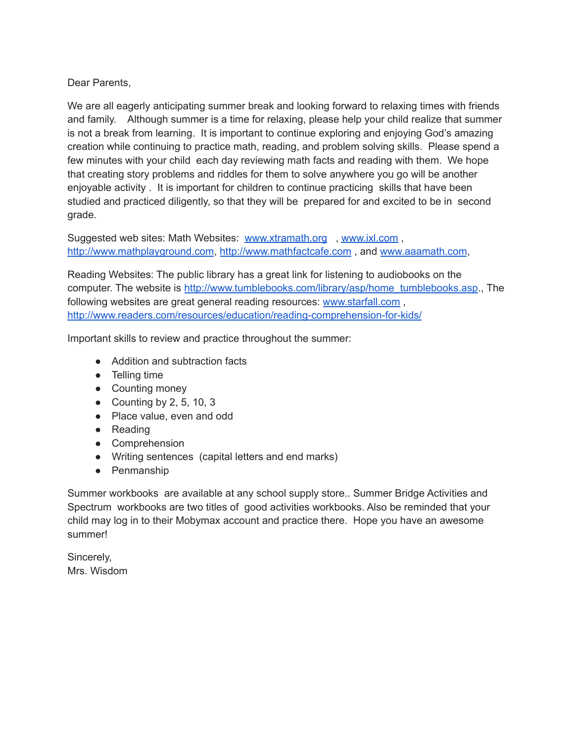Dear Parents,

We are all eagerly anticipating summer break and looking forward to relaxing times with friends and family.  Although summer is a time for relaxing, please help your child realize that summer is not a break from learning.  It is important to continue exploring and enjoying God's amazing creation while continuing to practice math, reading, and problem solving skills.  Please spend a few minutes with your child each day reviewing math facts and reading with them.  We hope that creating story problems and riddles for them to solve anywhere you go will be another enjoyable activity .  It is important for children to continue practicing skills that have been studied and practiced diligently, so that they will be prepared for and excited to be in second grade.

Suggested web sites: Math Websites: [www.xtramath.org](www.xtramath.org) , [www.ixl.com](www.ixl.com) , [http://www.mathplayground.com](http://www.mathplayground.com), [http://www.mathfactcafe.com](http://www.mathfactcafe.com) , and [www.aaamath.com](www.aaamath.com),

Reading Websites: The public library has a great link for listening to audiobooks on the computer. The website is [http://www.tumblebooks.com/library/asp/home_tumblebooks.asp](http://www.tumblebooks.com/library/asp/home_tumblebooks.asp)., The following websites are great general reading resources: [www.starfall.com](www.starfall.com) , [http://www.readers.com/resources/education/reading-comprehension-for-kids/](http://www.readers.com/resources/education/reading-comprehension-for-kids/)

Important skills to review and practice throughout the summer:

- Addition and subtraction facts
- Telling time
- Counting money
- Counting by 2, 5, 10, 3
- Place value, even and odd
- Reading
- Comprehension
- Writing sentences (capital letters and end marks)
- Penmanship

Summer workbooks are available at any school supply store.. Summer Bridge Activities and Spectrum workbooks are two titles of good activities workbooks. Also be reminded that your child may log in to their Mobymax account and practice there.  Hope you have an awesome summer!

Sincerely,
Mrs. Wisdom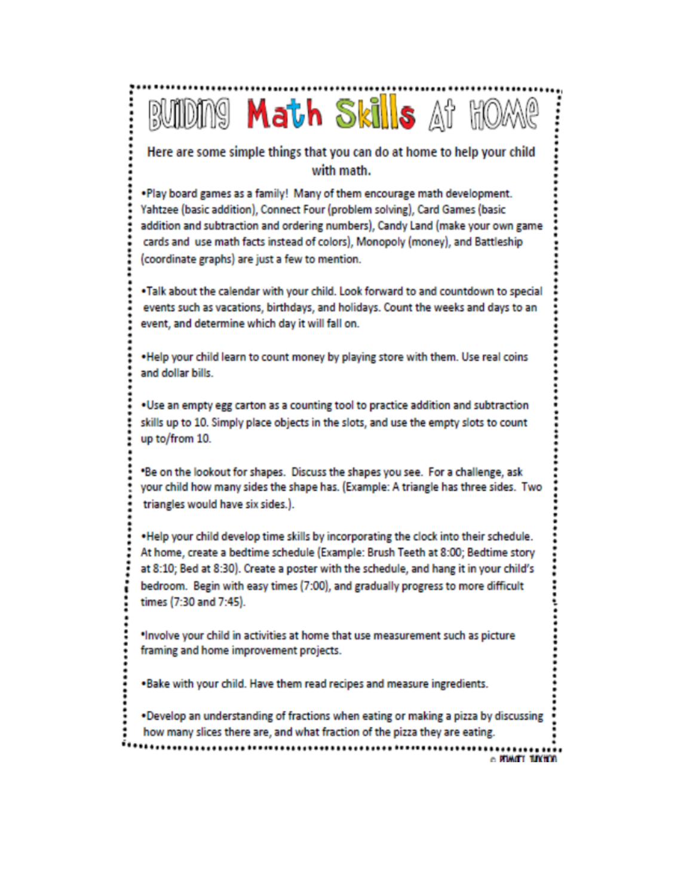# Building Math Skills At Home

**Here are some simple things that you can do at home to help your child with math.**

- Play board games as a family! Many of them encourage math development. Yahtzee (basic addition), Connect Four (problem solving), Card Games (basic addition and subtraction and ordering numbers), Candy Land (make your own game cards and use math facts instead of colors), Monopoly (money), and Battleship (coordinate graphs) are just a few to mention.

- Talk about the calendar with your child. Look forward to and countdown to special events such as vacations, birthdays, and holidays. Count the weeks and days to an event, and determine which day it will fall on.

- Help your child learn to count money by playing store with them. Use real coins and dollar bills.

- Use an empty egg carton as a counting tool to practice addition and subtraction skills up to 10. Simply place objects in the slots, and use the empty slots to count up to/from 10.

- Be on the lookout for shapes. Discuss the shapes you see. For a challenge, ask your child how many sides the shape has. (Example: A triangle has three sides. Two triangles would have six sides.).

- Help your child develop time skills by incorporating the clock into their schedule. At home, create a bedtime schedule (Example: Brush Teeth at 8:00; Bedtime story at 8:10; Bed at 8:30). Create a poster with the schedule, and hang it in your child's bedroom. Begin with easy times (7:00), and gradually progress to more difficult times (7:30 and 7:45).

- Involve your child in activities at home that use measurement such as picture framing and home improvement projects.

- Bake with your child. Have them read recipes and measure ingredients.

- Develop an understanding of fractions when eating or making a pizza by discussing how many slices there are, and what fraction of the pizza they are eating.

© Primary Junction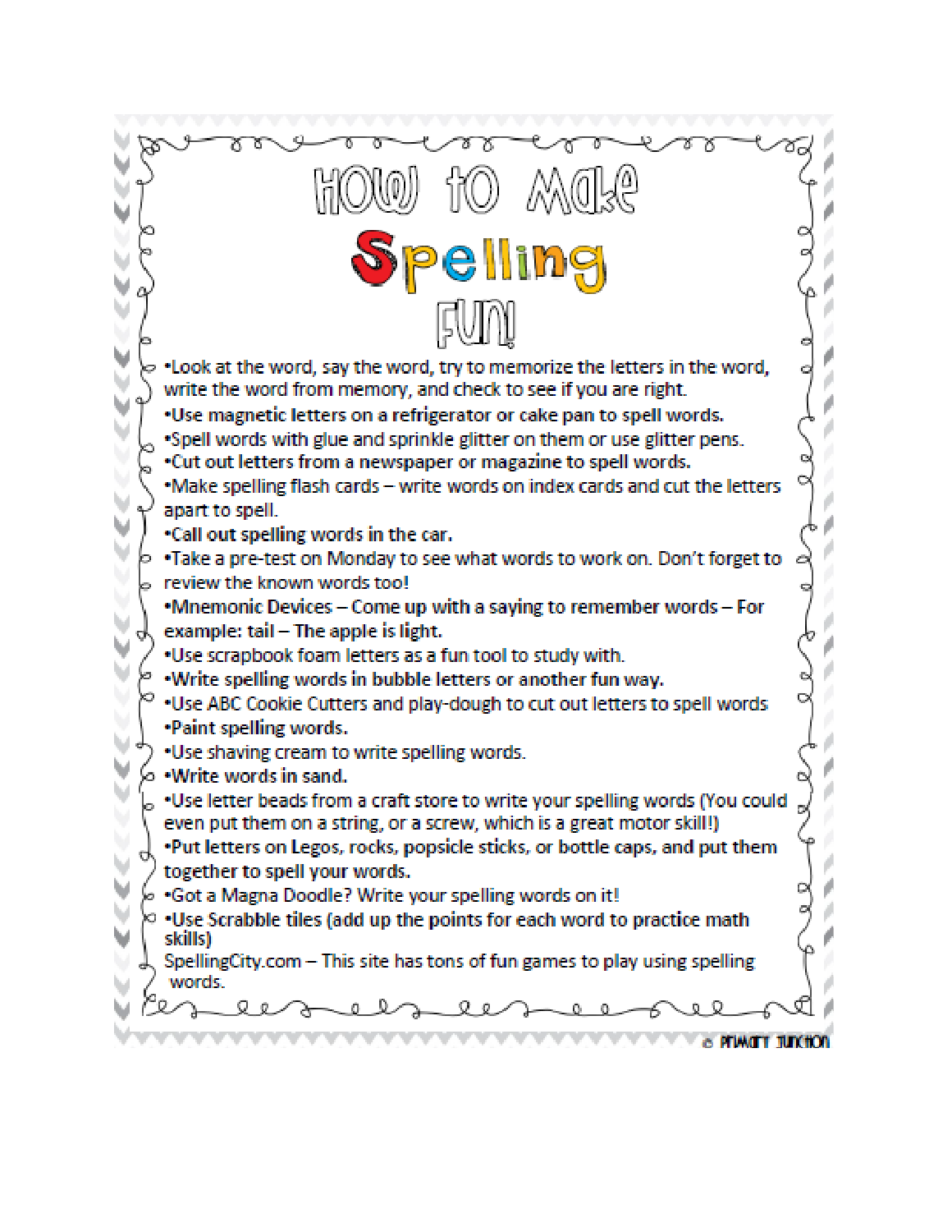# How to Make Spelling Fun!

- Look at the word, say the word, try to memorize the letters in the word, write the word from memory, and check to see if you are right.
- Use magnetic letters on a refrigerator or cake pan to spell words.
- Spell words with glue and sprinkle glitter on them or use glitter pens.
- Cut out letters from a newspaper or magazine to spell words.
- Make spelling flash cards – write words on index cards and cut the letters apart to spell.
- Call out spelling words in the car.
- Take a pre-test on Monday to see what words to work on. Don't forget to review the known words too!
- Mnemonic Devices – Come up with a saying to remember words – For example: tail – The apple is light.
- Use scrapbook foam letters as a fun tool to study with.
- Write spelling words in bubble letters or another fun way.
- Use ABC Cookie Cutters and play-dough to cut out letters to spell words
- Paint spelling words.
- Use shaving cream to write spelling words.
- Write words in sand.
- Use letter beads from a craft store to write your spelling words (You could even put them on a string, or a screw, which is a great motor skill!)
- Put letters on Legos, rocks, popsicle sticks, or bottle caps, and put them together to spell your words.
- Got a Magna Doodle? Write your spelling words on it!
- Use Scrabble tiles (add up the points for each word to practice math skills)

SpellingCity.com – This site has tons of fun games to play using spelling words.

© Primary Junction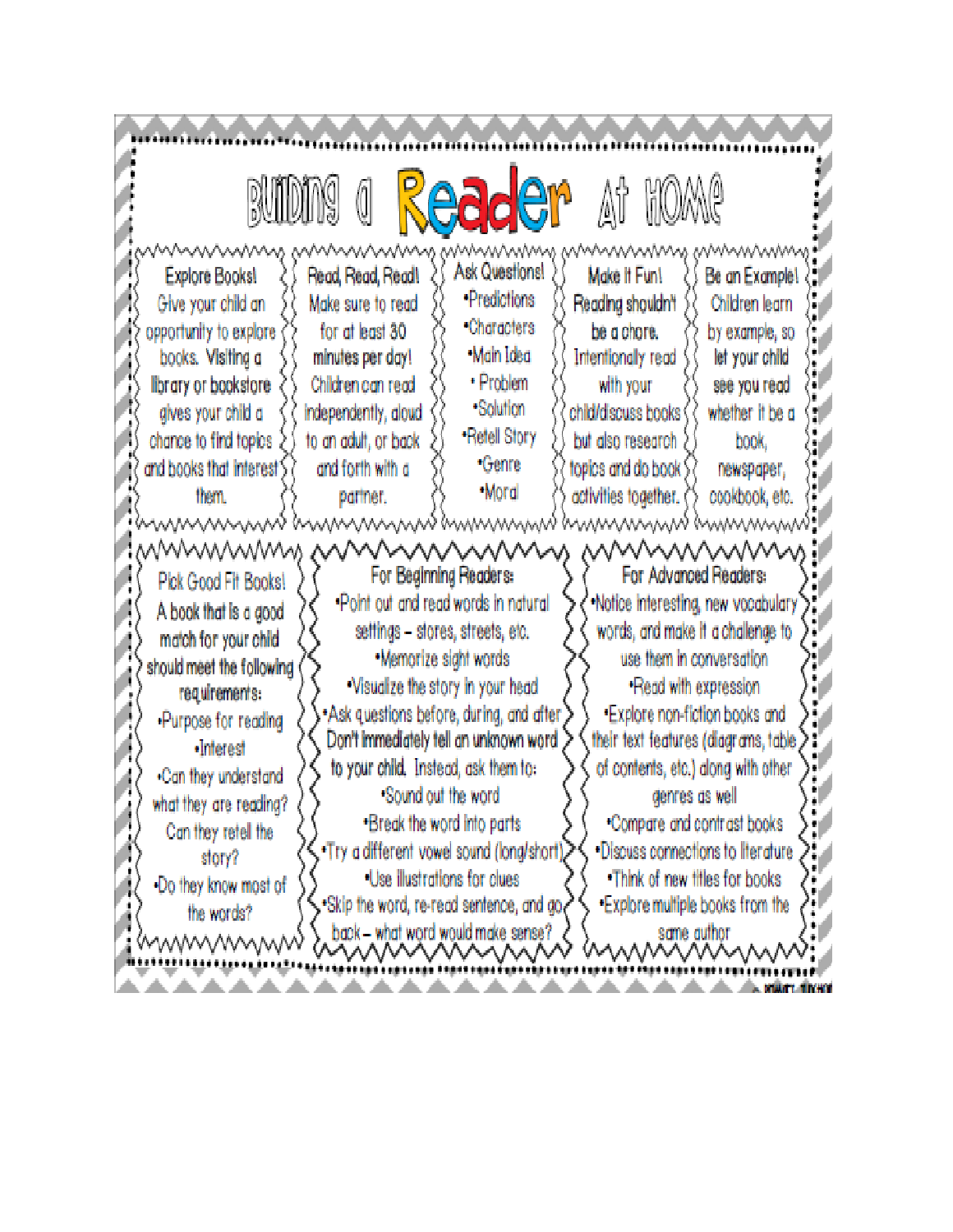# Building a Reader At Home

### Explore Books!

Give your child an opportunity to explore books. Visiting a library or bookstore gives your child a chance to find topics and books that interest them.

### Read, Read, Read!

Make sure to read for at least 30 minutes per day! Children can read independently, aloud to an adult, or back and forth with a partner.

### Ask Questions!

- Predictions
- Characters
- Main Idea
- Problem
- Solution
- Retell Story
- Genre
- Moral

### Make It Fun!

Reading shouldn't be a chore. Intentionally read with your child/discuss books but also research topics and do book activities together.

### Be an Example!

Children learn by example, so let your child see you read whether it be a book, newspaper, cookbook, etc.

### Pick Good Fit Books!

A book that is a good match for your child should meet the following requirements:

- Purpose for reading
- Interest
- Can they understand what they are reading? Can they retell the story?
- Do they know most of the words?

### For Beginning Readers:

- Point out and read words in natural settings – stores, streets, etc.
- Memorize sight words
- Visualize the story in your head
- Ask questions before, during, and after

Don't immediately tell an unknown word to your child. Instead, ask them to:

- Sound out the word
- Break the word into parts
- Try a different vowel sound (long/short)
- Use illustrations for clues
- Skip the word, re-read sentence, and go back – what word would make sense?

### For Advanced Readers:

- Notice interesting, new vocabulary words, and make it a challenge to use them in conversation
- Read with expression
- Explore non-fiction books and their text features (diagrams, table of contents, etc.) along with other genres as well
- Compare and contrast books
- Discuss connections to literature
- Think of new titles for books
- Explore multiple books from the same author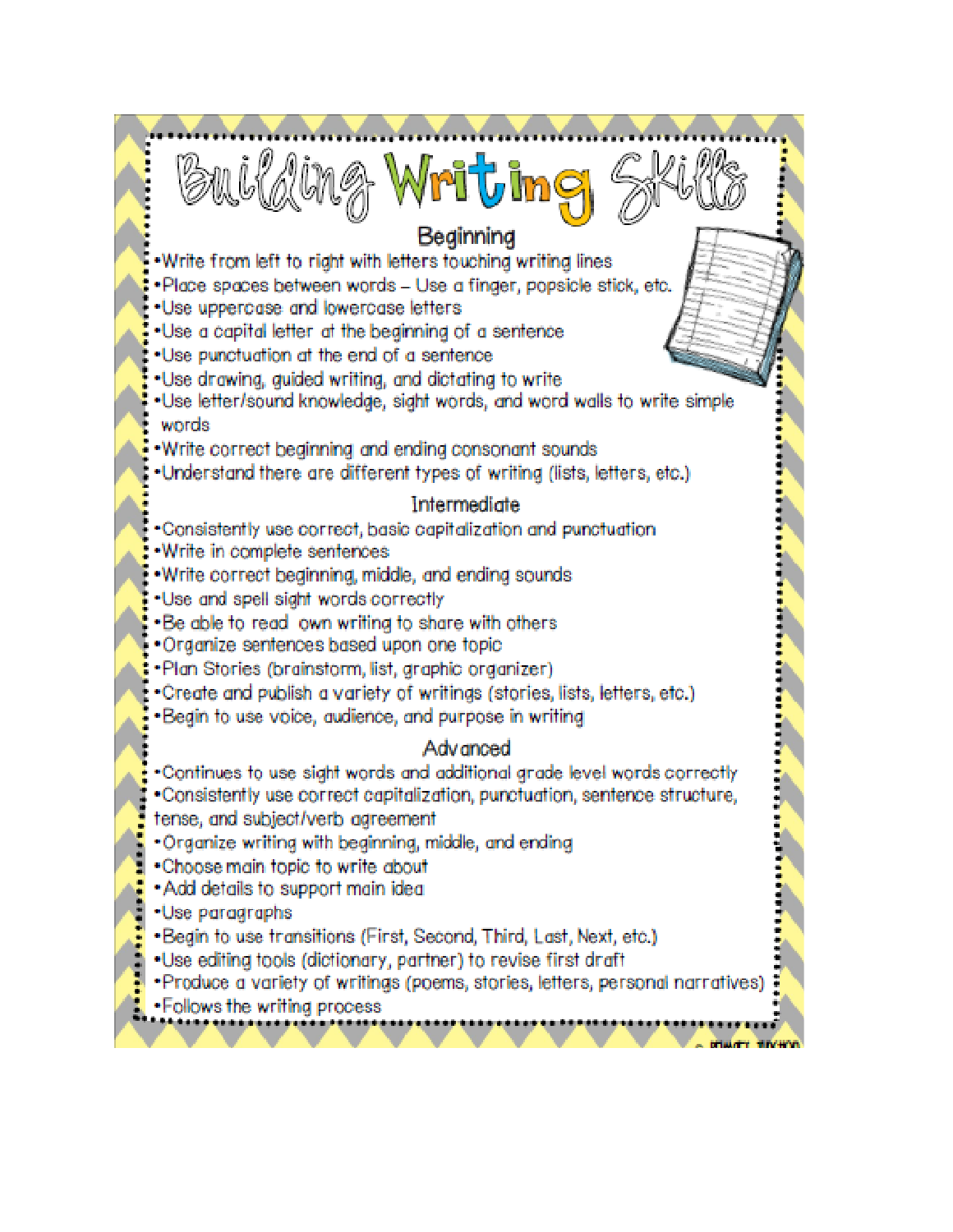# Building Writing Skills

## Beginning

- Write from left to right with letters touching writing lines
- Place spaces between words – Use a finger, popsicle stick, etc.
- Use uppercase and lowercase letters
- Use a capital letter at the beginning of a sentence
- Use punctuation at the end of a sentence
- Use drawing, guided writing, and dictating to write
- Use letter/sound knowledge, sight words, and word walls to write simple words
- Write correct beginning and ending consonant sounds
- Understand there are different types of writing (lists, letters, etc.)

## Intermediate

- Consistently use correct, basic capitalization and punctuation
- Write in complete sentences
- Write correct beginning, middle, and ending sounds
- Use and spell sight words correctly
- Be able to read own writing to share with others
- Organize sentences based upon one topic
- Plan Stories (brainstorm, list, graphic organizer)
- Create and publish a variety of writings (stories, lists, letters, etc.)
- Begin to use voice, audience, and purpose in writing

## Advanced

- Continues to use sight words and additional grade level words correctly
- Consistently use correct capitalization, punctuation, sentence structure, tense, and subject/verb agreement
- Organize writing with beginning, middle, and ending
- Choose main topic to write about
- Add details to support main idea
- Use paragraphs
- Begin to use transitions (First, Second, Third, Last, Next, etc.)
- Use editing tools (dictionary, partner) to revise first draft
- Produce a variety of writings (poems, stories, letters, personal narratives)
- Follows the writing process